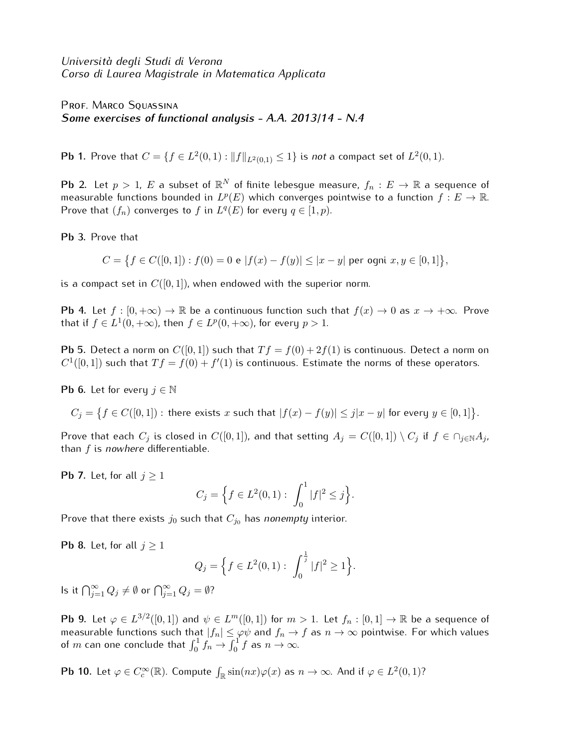*Università degli Studi di Verona*
*Corso di Laurea Magistrale in Matematica Applicata*

Prof. Marco Squassina
***Some exercises of functional analysis - A.A. 2013/14 - N.4***

**Pb 1.** Prove that $C = \{f \in L^2(0,1) : \|f\|_{L^2(0,1)} \leq 1\}$ is *not* a compact set of $L^2(0,1)$.

**Pb 2.** Let $p > 1$, $E$ a subset of $\mathbb{R}^N$ of finite lebesgue measure, $f_n : E \to \mathbb{R}$ a sequence of measurable functions bounded in $L^p(E)$ which converges pointwise to a function $f : E \to \mathbb{R}$. Prove that $(f_n)$ converges to $f$ in $L^q(E)$ for every $q \in [1, p)$.

**Pb 3.** Prove that

$$C = \big\{f \in C([0,1]) : f(0) = 0 \text{ e } |f(x) - f(y)| \leq |x - y| \text{ per ogni } x, y \in [0,1]\big\},$$

is a compact set in $C([0,1])$, when endowed with the superior norm.

**Pb 4.** Let $f : [0, +\infty) \to \mathbb{R}$ be a continuous function such that $f(x) \to 0$ as $x \to +\infty$. Prove that if $f \in L^1(0, +\infty)$, then $f \in L^p(0, +\infty)$, for every $p > 1$.

**Pb 5.** Detect a norm on $C([0,1])$ such that $Tf = f(0) + 2f(1)$ is continuous. Detect a norm on $C^1([0,1])$ such that $Tf = f(0) + f'(1)$ is continuous. Estimate the norms of these operators.

**Pb 6.** Let for every $j \in \mathbb{N}$

$$C_j = \big\{f \in C([0,1]) : \text{there exists } x \text{ such that } |f(x) - f(y)| \leq j|x - y| \text{ for every } y \in [0,1]\big\}.$$

Prove that each $C_j$ is closed in $C([0,1])$, and that setting $A_j = C([0,1]) \setminus C_j$ if $f \in \cap_{j \in \mathbb{N}} A_j$, than $f$ is *nowhere* differentiable.

**Pb 7.** Let, for all $j \geq 1$

$$C_j = \Big\{f \in L^2(0,1) : \int_0^1 |f|^2 \leq j\Big\}.$$

Prove that there exists $j_0$ such that $C_{j_0}$ has *nonempty* interior.

**Pb 8.** Let, for all $j \geq 1$

$$Q_j = \Big\{f \in L^2(0,1) : \int_0^{\frac{1}{j}} |f|^2 \geq 1\Big\}.$$

Is it $\bigcap_{j=1}^{\infty} Q_j \neq \emptyset$ or $\bigcap_{j=1}^{\infty} Q_j = \emptyset$?

**Pb 9.** Let $\varphi \in L^{3/2}([0,1])$ and $\psi \in L^m([0,1])$ for $m > 1$. Let $f_n : [0,1] \to \mathbb{R}$ be a sequence of measurable functions such that $|f_n| \leq \varphi\psi$ and $f_n \to f$ as $n \to \infty$ pointwise. For which values of $m$ can one conclude that $\int_0^1 f_n \to \int_0^1 f$ as $n \to \infty$.

**Pb 10.** Let $\varphi \in C_c^\infty(\mathbb{R})$. Compute $\int_{\mathbb{R}} \sin(nx)\varphi(x)$ as $n \to \infty$. And if $\varphi \in L^2(0,1)$?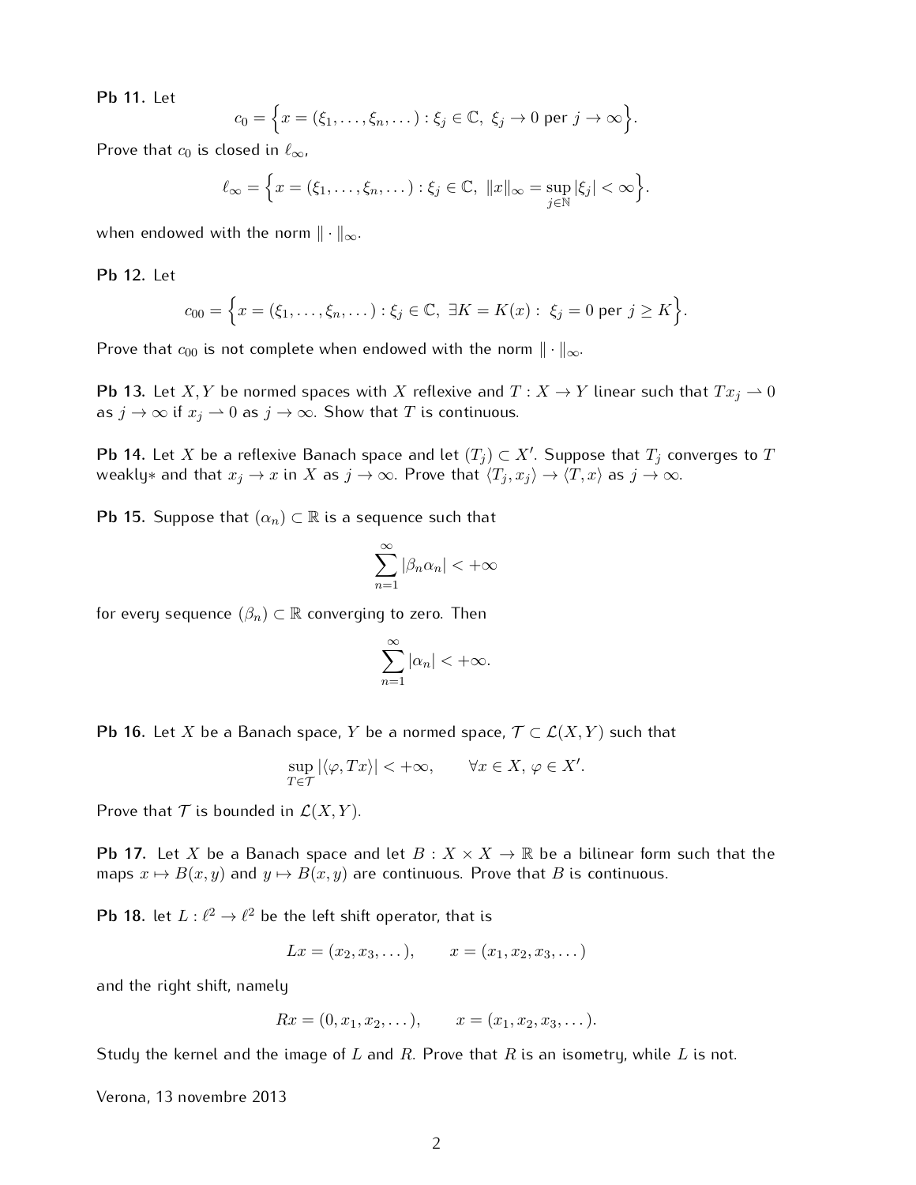**Pb 11.** Let

$$c_0 = \Big\{x = (\xi_1, \dots, \xi_n, \dots) : \xi_j \in \mathbb{C},\ \xi_j \to 0 \text{ per } j \to \infty\Big\}.$$

Prove that $c_0$ is closed in $\ell_\infty$,

$$\ell_\infty = \Big\{x = (\xi_1, \dots, \xi_n, \dots) : \xi_j \in \mathbb{C},\ \|x\|_\infty = \sup_{j \in \mathbb{N}} |\xi_j| < \infty\Big\}.$$

when endowed with the norm $\|\cdot\|_\infty$.

**Pb 12.** Let

$$c_{00} = \Big\{x = (\xi_1, \dots, \xi_n, \dots) : \xi_j \in \mathbb{C},\ \exists K = K(x) :\ \xi_j = 0 \text{ per } j \geq K\Big\}.$$

Prove that $c_{00}$ is not complete when endowed with the norm $\|\cdot\|_\infty$.

**Pb 13.** Let $X, Y$ be normed spaces with $X$ reflexive and $T : X \to Y$ linear such that $Tx_j \rightharpoonup 0$ as $j \to \infty$ if $x_j \rightharpoonup 0$ as $j \to \infty$. Show that $T$ is continuous.

**Pb 14.** Let $X$ be a reflexive Banach space and let $(T_j) \subset X'$. Suppose that $T_j$ converges to $T$ weakly$*$ and that $x_j \to x$ in $X$ as $j \to \infty$. Prove that $\langle T_j, x_j \rangle \to \langle T, x \rangle$ as $j \to \infty$.

**Pb 15.** Suppose that $(\alpha_n) \subset \mathbb{R}$ is a sequence such that

$$\sum_{n=1}^{\infty} |\beta_n \alpha_n| < +\infty$$

for every sequence $(\beta_n) \subset \mathbb{R}$ converging to zero. Then

$$\sum_{n=1}^{\infty} |\alpha_n| < +\infty.$$

**Pb 16.** Let $X$ be a Banach space, $Y$ be a normed space, $\mathcal{T} \subset \mathcal{L}(X, Y)$ such that

$$\sup_{T \in \mathcal{T}} |\langle \varphi, Tx \rangle| < +\infty, \qquad \forall x \in X,\ \varphi \in X'.$$

Prove that $\mathcal{T}$ is bounded in $\mathcal{L}(X, Y)$.

**Pb 17.** Let $X$ be a Banach space and let $B : X \times X \to \mathbb{R}$ be a bilinear form such that the maps $x \mapsto B(x, y)$ and $y \mapsto B(x, y)$ are continuous. Prove that $B$ is continuous.

**Pb 18.** let $L : \ell^2 \to \ell^2$ be the left shift operator, that is

$$Lx = (x_2, x_3, \dots), \qquad x = (x_1, x_2, x_3, \dots)$$

and the right shift, namely

$$Rx = (0, x_1, x_2, \dots), \qquad x = (x_1, x_2, x_3, \dots).$$

Study the kernel and the image of $L$ and $R$. Prove that $R$ is an isometry, while $L$ is not.

Verona, 13 novembre 2013